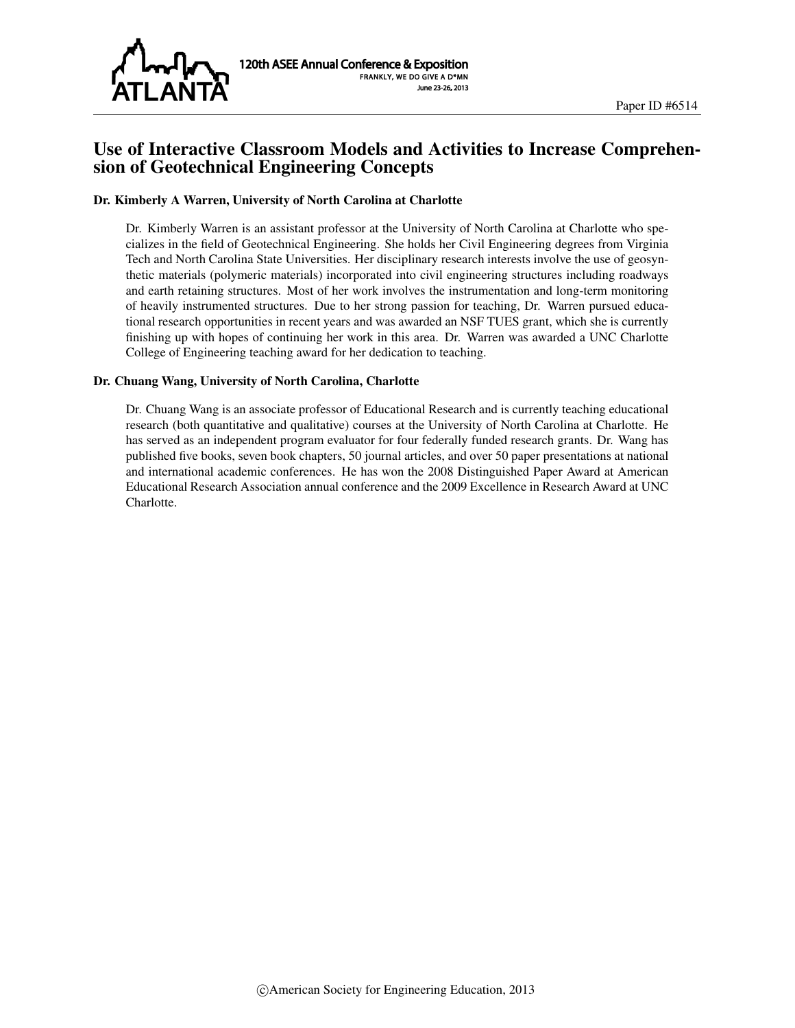Paper ID #6514

# Use of Interactive Classroom Models and Activities to Increase Comprehension of Geotechnical Engineering Concepts

### Dr. Kimberly A Warren, University of North Carolina at Charlotte

Dr. Kimberly Warren is an assistant professor at the University of North Carolina at Charlotte who specializes in the field of Geotechnical Engineering. She holds her Civil Engineering degrees from Virginia Tech and North Carolina State Universities. Her disciplinary research interests involve the use of geosynthetic materials (polymeric materials) incorporated into civil engineering structures including roadways and earth retaining structures. Most of her work involves the instrumentation and long-term monitoring of heavily instrumented structures. Due to her strong passion for teaching, Dr. Warren pursued educational research opportunities in recent years and was awarded an NSF TUES grant, which she is currently finishing up with hopes of continuing her work in this area. Dr. Warren was awarded a UNC Charlotte College of Engineering teaching award for her dedication to teaching.

### Dr. Chuang Wang, University of North Carolina, Charlotte

Dr. Chuang Wang is an associate professor of Educational Research and is currently teaching educational research (both quantitative and qualitative) courses at the University of North Carolina at Charlotte. He has served as an independent program evaluator for four federally funded research grants. Dr. Wang has published five books, seven book chapters, 50 journal articles, and over 50 paper presentations at national and international academic conferences. He has won the 2008 Distinguished Paper Award at American Educational Research Association annual conference and the 2009 Excellence in Research Award at UNC Charlotte.

©American Society for Engineering Education, 2013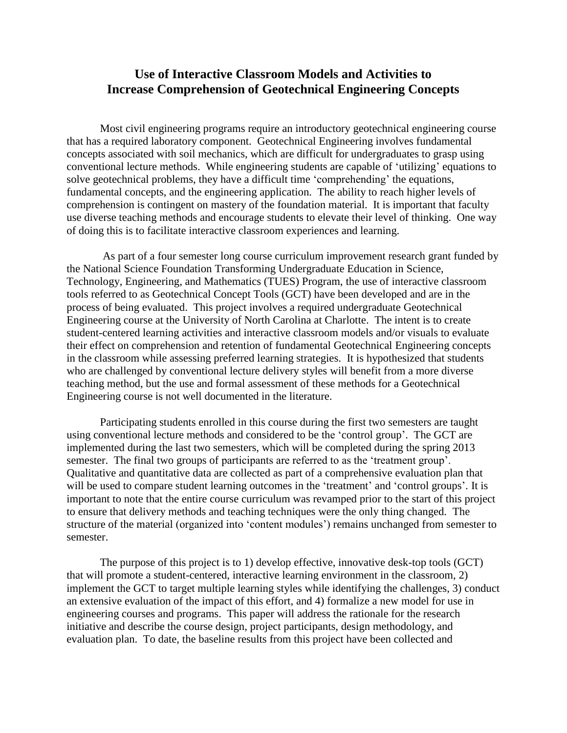## Use of Interactive Classroom Models and Activities to Increase Comprehension of Geotechnical Engineering Concepts

Most civil engineering programs require an introductory geotechnical engineering course that has a required laboratory component. Geotechnical Engineering involves fundamental concepts associated with soil mechanics, which are difficult for undergraduates to grasp using conventional lecture methods. While engineering students are capable of 'utilizing' equations to solve geotechnical problems, they have a difficult time 'comprehending' the equations, fundamental concepts, and the engineering application. The ability to reach higher levels of comprehension is contingent on mastery of the foundation material. It is important that faculty use diverse teaching methods and encourage students to elevate their level of thinking. One way of doing this is to facilitate interactive classroom experiences and learning.

As part of a four semester long course curriculum improvement research grant funded by the National Science Foundation Transforming Undergraduate Education in Science, Technology, Engineering, and Mathematics (TUES) Program, the use of interactive classroom tools referred to as Geotechnical Concept Tools (GCT) have been developed and are in the process of being evaluated. This project involves a required undergraduate Geotechnical Engineering course at the University of North Carolina at Charlotte. The intent is to create student-centered learning activities and interactive classroom models and/or visuals to evaluate their effect on comprehension and retention of fundamental Geotechnical Engineering concepts in the classroom while assessing preferred learning strategies. It is hypothesized that students who are challenged by conventional lecture delivery styles will benefit from a more diverse teaching method, but the use and formal assessment of these methods for a Geotechnical Engineering course is not well documented in the literature.

Participating students enrolled in this course during the first two semesters are taught using conventional lecture methods and considered to be the 'control group'. The GCT are implemented during the last two semesters, which will be completed during the spring 2013 semester. The final two groups of participants are referred to as the 'treatment group'. Qualitative and quantitative data are collected as part of a comprehensive evaluation plan that will be used to compare student learning outcomes in the 'treatment' and 'control groups'. It is important to note that the entire course curriculum was revamped prior to the start of this project to ensure that delivery methods and teaching techniques were the only thing changed. The structure of the material (organized into 'content modules') remains unchanged from semester to semester.

The purpose of this project is to 1) develop effective, innovative desk-top tools (GCT) that will promote a student-centered, interactive learning environment in the classroom, 2) implement the GCT to target multiple learning styles while identifying the challenges, 3) conduct an extensive evaluation of the impact of this effort, and 4) formalize a new model for use in engineering courses and programs. This paper will address the rationale for the research initiative and describe the course design, project participants, design methodology, and evaluation plan. To date, the baseline results from this project have been collected and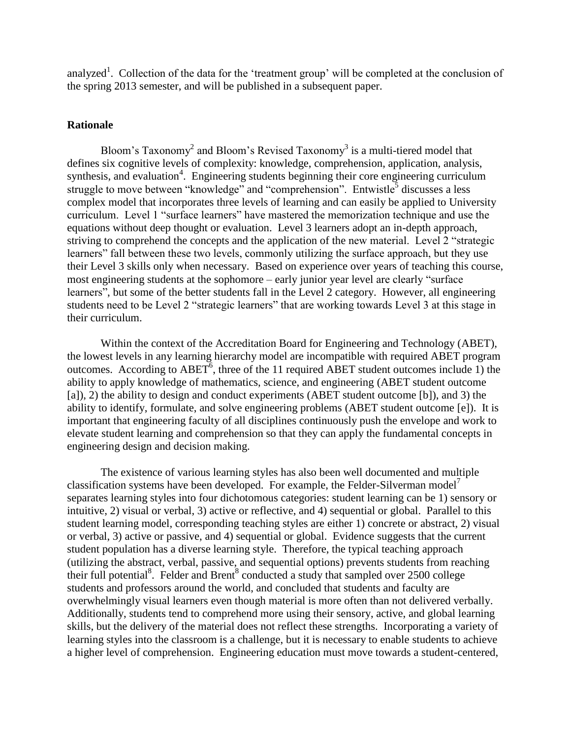analyzed[1]. Collection of the data for the 'treatment group' will be completed at the conclusion of the spring 2013 semester, and will be published in a subsequent paper.

## Rationale

Bloom's Taxonomy[2] and Bloom's Revised Taxonomy[3] is a multi-tiered model that defines six cognitive levels of complexity: knowledge, comprehension, application, analysis, synthesis, and evaluation[4]. Engineering students beginning their core engineering curriculum struggle to move between "knowledge" and "comprehension". Entwistle[5] discusses a less complex model that incorporates three levels of learning and can easily be applied to University curriculum. Level 1 "surface learners" have mastered the memorization technique and use the equations without deep thought or evaluation. Level 3 learners adopt an in-depth approach, striving to comprehend the concepts and the application of the new material. Level 2 "strategic learners" fall between these two levels, commonly utilizing the surface approach, but they use their Level 3 skills only when necessary. Based on experience over years of teaching this course, most engineering students at the sophomore – early junior year level are clearly "surface learners", but some of the better students fall in the Level 2 category. However, all engineering students need to be Level 2 "strategic learners" that are working towards Level 3 at this stage in their curriculum.

Within the context of the Accreditation Board for Engineering and Technology (ABET), the lowest levels in any learning hierarchy model are incompatible with required ABET program outcomes. According to ABET[6], three of the 11 required ABET student outcomes include 1) the ability to apply knowledge of mathematics, science, and engineering (ABET student outcome [a]), 2) the ability to design and conduct experiments (ABET student outcome [b]), and 3) the ability to identify, formulate, and solve engineering problems (ABET student outcome [e]). It is important that engineering faculty of all disciplines continuously push the envelope and work to elevate student learning and comprehension so that they can apply the fundamental concepts in engineering design and decision making.

The existence of various learning styles has also been well documented and multiple classification systems have been developed. For example, the Felder-Silverman model[7] separates learning styles into four dichotomous categories: student learning can be 1) sensory or intuitive, 2) visual or verbal, 3) active or reflective, and 4) sequential or global. Parallel to this student learning model, corresponding teaching styles are either 1) concrete or abstract, 2) visual or verbal, 3) active or passive, and 4) sequential or global. Evidence suggests that the current student population has a diverse learning style. Therefore, the typical teaching approach (utilizing the abstract, verbal, passive, and sequential options) prevents students from reaching their full potential[8]. Felder and Brent[8] conducted a study that sampled over 2500 college students and professors around the world, and concluded that students and faculty are overwhelmingly visual learners even though material is more often than not delivered verbally. Additionally, students tend to comprehend more using their sensory, active, and global learning skills, but the delivery of the material does not reflect these strengths. Incorporating a variety of learning styles into the classroom is a challenge, but it is necessary to enable students to achieve a higher level of comprehension. Engineering education must move towards a student-centered,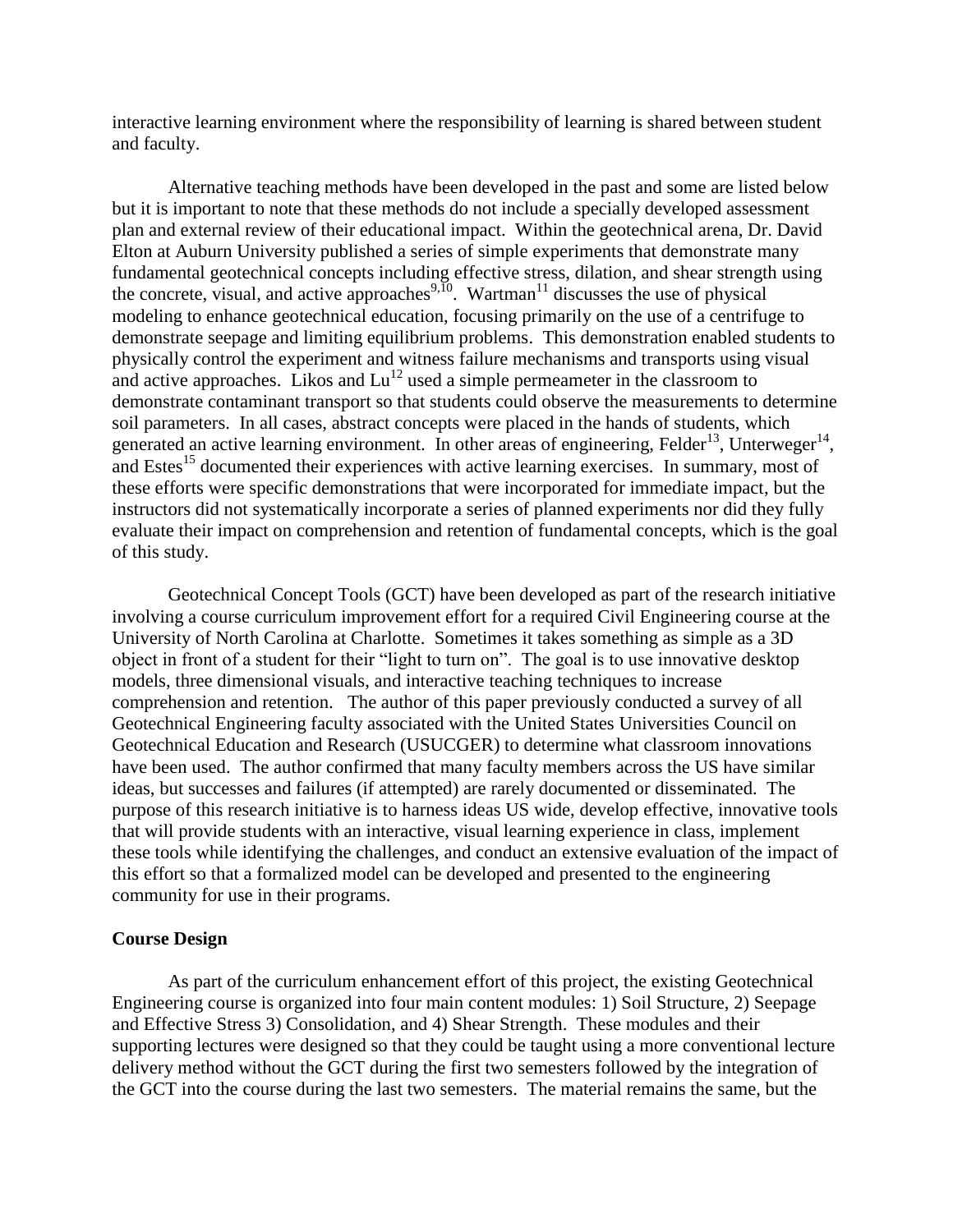interactive learning environment where the responsibility of learning is shared between student and faculty.

Alternative teaching methods have been developed in the past and some are listed below but it is important to note that these methods do not include a specially developed assessment plan and external review of their educational impact. Within the geotechnical arena, Dr. David Elton at Auburn University published a series of simple experiments that demonstrate many fundamental geotechnical concepts including effective stress, dilation, and shear strength using the concrete, visual, and active approaches[9,10]. Wartman[11] discusses the use of physical modeling to enhance geotechnical education, focusing primarily on the use of a centrifuge to demonstrate seepage and limiting equilibrium problems. This demonstration enabled students to physically control the experiment and witness failure mechanisms and transports using visual and active approaches. Likos and Lu[12] used a simple permeameter in the classroom to demonstrate contaminant transport so that students could observe the measurements to determine soil parameters. In all cases, abstract concepts were placed in the hands of students, which generated an active learning environment. In other areas of engineering, Felder[13], Unterweger[14], and Estes[15] documented their experiences with active learning exercises. In summary, most of these efforts were specific demonstrations that were incorporated for immediate impact, but the instructors did not systematically incorporate a series of planned experiments nor did they fully evaluate their impact on comprehension and retention of fundamental concepts, which is the goal of this study.

Geotechnical Concept Tools (GCT) have been developed as part of the research initiative involving a course curriculum improvement effort for a required Civil Engineering course at the University of North Carolina at Charlotte. Sometimes it takes something as simple as a 3D object in front of a student for their "light to turn on". The goal is to use innovative desktop models, three dimensional visuals, and interactive teaching techniques to increase comprehension and retention. The author of this paper previously conducted a survey of all Geotechnical Engineering faculty associated with the United States Universities Council on Geotechnical Education and Research (USUCGER) to determine what classroom innovations have been used. The author confirmed that many faculty members across the US have similar ideas, but successes and failures (if attempted) are rarely documented or disseminated. The purpose of this research initiative is to harness ideas US wide, develop effective, innovative tools that will provide students with an interactive, visual learning experience in class, implement these tools while identifying the challenges, and conduct an extensive evaluation of the impact of this effort so that a formalized model can be developed and presented to the engineering community for use in their programs.

**Course Design**

As part of the curriculum enhancement effort of this project, the existing Geotechnical Engineering course is organized into four main content modules: 1) Soil Structure, 2) Seepage and Effective Stress 3) Consolidation, and 4) Shear Strength. These modules and their supporting lectures were designed so that they could be taught using a more conventional lecture delivery method without the GCT during the first two semesters followed by the integration of the GCT into the course during the last two semesters. The material remains the same, but the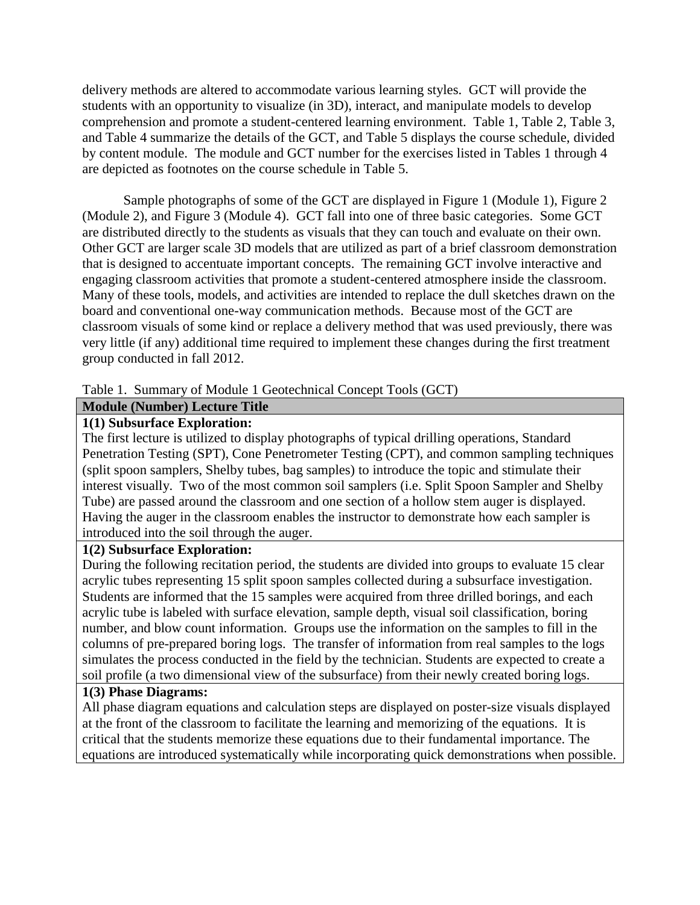delivery methods are altered to accommodate various learning styles. GCT will provide the students with an opportunity to visualize (in 3D), interact, and manipulate models to develop comprehension and promote a student-centered learning environment. Table 1, Table 2, Table 3, and Table 4 summarize the details of the GCT, and Table 5 displays the course schedule, divided by content module. The module and GCT number for the exercises listed in Tables 1 through 4 are depicted as footnotes on the course schedule in Table 5.

Sample photographs of some of the GCT are displayed in Figure 1 (Module 1), Figure 2 (Module 2), and Figure 3 (Module 4). GCT fall into one of three basic categories. Some GCT are distributed directly to the students as visuals that they can touch and evaluate on their own. Other GCT are larger scale 3D models that are utilized as part of a brief classroom demonstration that is designed to accentuate important concepts. The remaining GCT involve interactive and engaging classroom activities that promote a student-centered atmosphere inside the classroom. Many of these tools, models, and activities are intended to replace the dull sketches drawn on the board and conventional one-way communication methods. Because most of the GCT are classroom visuals of some kind or replace a delivery method that was used previously, there was very little (if any) additional time required to implement these changes during the first treatment group conducted in fall 2012.

Table 1. Summary of Module 1 Geotechnical Concept Tools (GCT)

| **Module (Number) Lecture Title** |
| --- |
| **1(1) Subsurface Exploration:** The first lecture is utilized to display photographs of typical drilling operations, Standard Penetration Testing (SPT), Cone Penetrometer Testing (CPT), and common sampling techniques (split spoon samplers, Shelby tubes, bag samples) to introduce the topic and stimulate their interest visually. Two of the most common soil samplers (i.e. Split Spoon Sampler and Shelby Tube) are passed around the classroom and one section of a hollow stem auger is displayed. Having the auger in the classroom enables the instructor to demonstrate how each sampler is introduced into the soil through the auger. |
| **1(2) Subsurface Exploration:** During the following recitation period, the students are divided into groups to evaluate 15 clear acrylic tubes representing 15 split spoon samples collected during a subsurface investigation. Students are informed that the 15 samples were acquired from three drilled borings, and each acrylic tube is labeled with surface elevation, sample depth, visual soil classification, boring number, and blow count information. Groups use the information on the samples to fill in the columns of pre-prepared boring logs. The transfer of information from real samples to the logs simulates the process conducted in the field by the technician. Students are expected to create a soil profile (a two dimensional view of the subsurface) from their newly created boring logs. |
| **1(3) Phase Diagrams:** All phase diagram equations and calculation steps are displayed on poster-size visuals displayed at the front of the classroom to facilitate the learning and memorizing of the equations. It is critical that the students memorize these equations due to their fundamental importance. The equations are introduced systematically while incorporating quick demonstrations when possible. |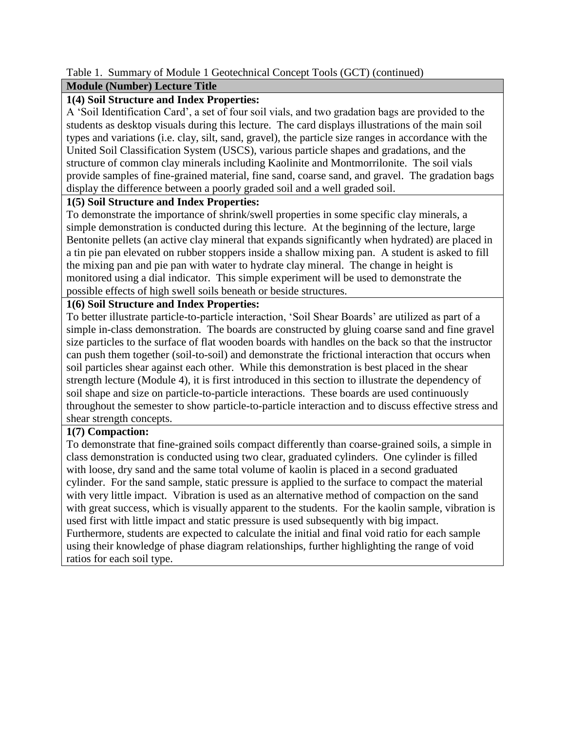Table 1. Summary of Module 1 Geotechnical Concept Tools (GCT) (continued)

| **Module (Number) Lecture Title** |
| --- |
| **1(4) Soil Structure and Index Properties:** A 'Soil Identification Card', a set of four soil vials, and two gradation bags are provided to the students as desktop visuals during this lecture. The card displays illustrations of the main soil types and variations (i.e. clay, silt, sand, gravel), the particle size ranges in accordance with the United Soil Classification System (USCS), various particle shapes and gradations, and the structure of common clay minerals including Kaolinite and Montmorrilonite. The soil vials provide samples of fine-grained material, fine sand, coarse sand, and gravel. The gradation bags display the difference between a poorly graded soil and a well graded soil. |
| **1(5) Soil Structure and Index Properties:** To demonstrate the importance of shrink/swell properties in some specific clay minerals, a simple demonstration is conducted during this lecture. At the beginning of the lecture, large Bentonite pellets (an active clay mineral that expands significantly when hydrated) are placed in a tin pie pan elevated on rubber stoppers inside a shallow mixing pan. A student is asked to fill the mixing pan and pie pan with water to hydrate clay mineral. The change in height is monitored using a dial indicator. This simple experiment will be used to demonstrate the possible effects of high swell soils beneath or beside structures. |
| **1(6) Soil Structure and Index Properties:** To better illustrate particle-to-particle interaction, 'Soil Shear Boards' are utilized as part of a simple in-class demonstration. The boards are constructed by gluing coarse sand and fine gravel size particles to the surface of flat wooden boards with handles on the back so that the instructor can push them together (soil-to-soil) and demonstrate the frictional interaction that occurs when soil particles shear against each other. While this demonstration is best placed in the shear strength lecture (Module 4), it is first introduced in this section to illustrate the dependency of soil shape and size on particle-to-particle interactions. These boards are used continuously throughout the semester to show particle-to-particle interaction and to discuss effective stress and shear strength concepts. |
| **1(7) Compaction:** To demonstrate that fine-grained soils compact differently than coarse-grained soils, a simple in class demonstration is conducted using two clear, graduated cylinders. One cylinder is filled with loose, dry sand and the same total volume of kaolin is placed in a second graduated cylinder. For the sand sample, static pressure is applied to the surface to compact the material with very little impact. Vibration is used as an alternative method of compaction on the sand with great success, which is visually apparent to the students. For the kaolin sample, vibration is used first with little impact and static pressure is used subsequently with big impact. Furthermore, students are expected to calculate the initial and final void ratio for each sample using their knowledge of phase diagram relationships, further highlighting the range of void ratios for each soil type. |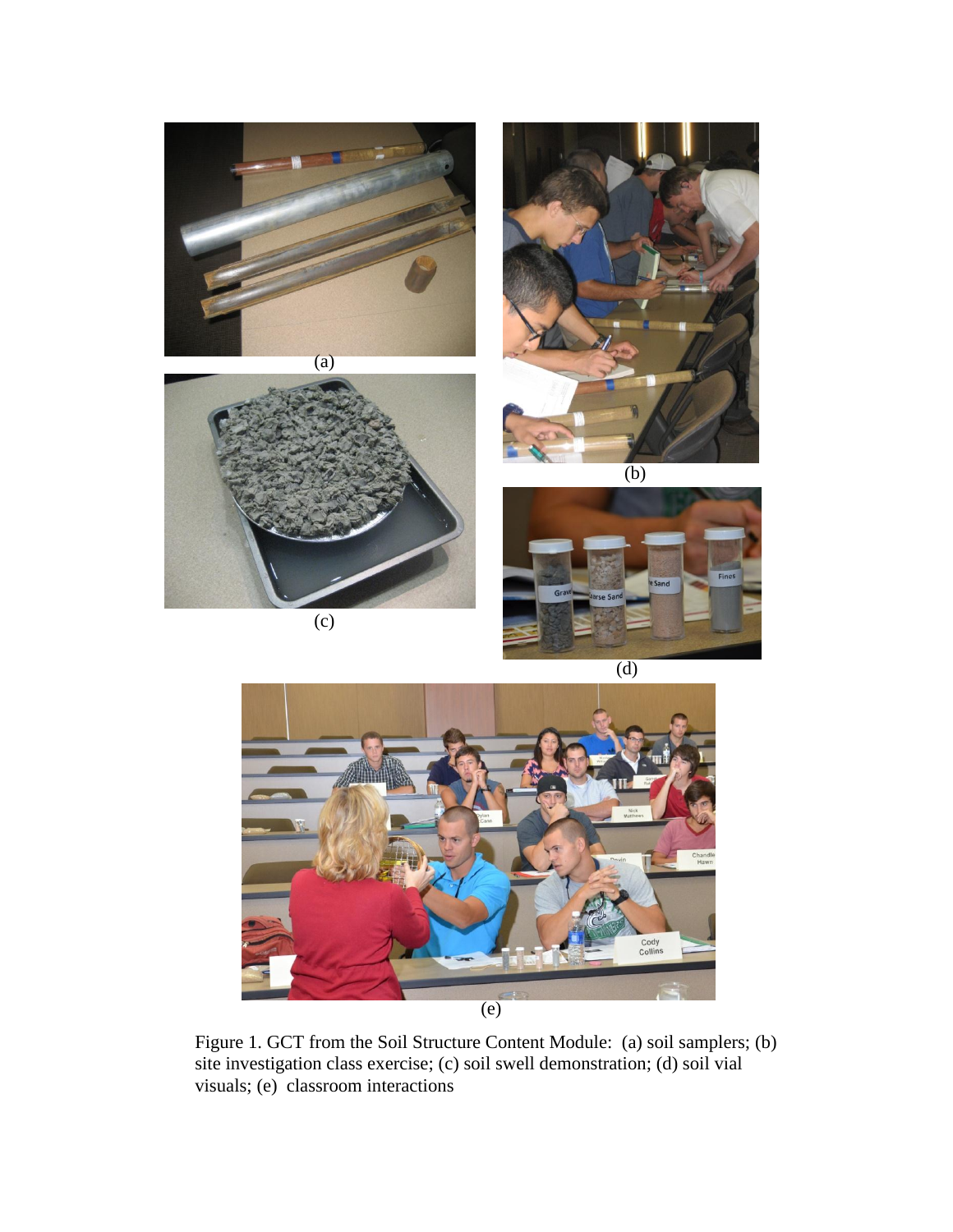Figure 1. GCT from the Soil Structure Content Module: (a) soil samplers; (b) site investigation class exercise; (c) soil swell demonstration; (d) soil vial visuals; (e) classroom interactions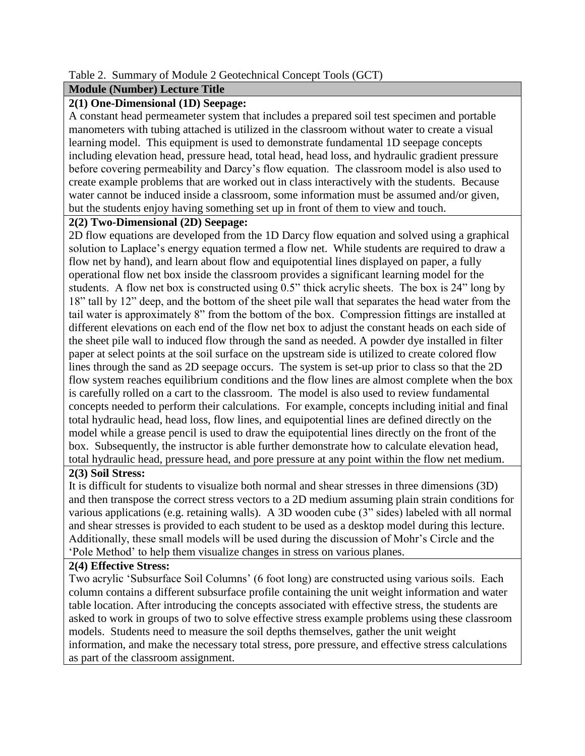Table 2. Summary of Module 2 Geotechnical Concept Tools (GCT)

| Module (Number) Lecture Title |
|---|
| **2(1) One-Dimensional (1D) Seepage:**<br>A constant head permeameter system that includes a prepared soil test specimen and portable manometers with tubing attached is utilized in the classroom without water to create a visual learning model. This equipment is used to demonstrate fundamental 1D seepage concepts including elevation head, pressure head, total head, head loss, and hydraulic gradient pressure before covering permeability and Darcy's flow equation. The classroom model is also used to create example problems that are worked out in class interactively with the students. Because water cannot be induced inside a classroom, some information must be assumed and/or given, but the students enjoy having something set up in front of them to view and touch. |
| **2(2) Two-Dimensional (2D) Seepage:**<br>2D flow equations are developed from the 1D Darcy flow equation and solved using a graphical solution to Laplace's energy equation termed a flow net. While students are required to draw a flow net by hand), and learn about flow and equipotential lines displayed on paper, a fully operational flow net box inside the classroom provides a significant learning model for the students. A flow net box is constructed using 0.5" thick acrylic sheets. The box is 24" long by 18" tall by 12" deep, and the bottom of the sheet pile wall that separates the head water from the tail water is approximately 8" from the bottom of the box. Compression fittings are installed at different elevations on each end of the flow net box to adjust the constant heads on each side of the sheet pile wall to induced flow through the sand as needed. A powder dye installed in filter paper at select points at the soil surface on the upstream side is utilized to create colored flow lines through the sand as 2D seepage occurs. The system is set-up prior to class so that the 2D flow system reaches equilibrium conditions and the flow lines are almost complete when the box is carefully rolled on a cart to the classroom. The model is also used to review fundamental concepts needed to perform their calculations. For example, concepts including initial and final total hydraulic head, head loss, flow lines, and equipotential lines are defined directly on the model while a grease pencil is used to draw the equipotential lines directly on the front of the box. Subsequently, the instructor is able further demonstrate how to calculate elevation head, total hydraulic head, pressure head, and pore pressure at any point within the flow net medium. |
| **2(3) Soil Stress:**<br>It is difficult for students to visualize both normal and shear stresses in three dimensions (3D) and then transpose the correct stress vectors to a 2D medium assuming plain strain conditions for various applications (e.g. retaining walls). A 3D wooden cube (3" sides) labeled with all normal and shear stresses is provided to each student to be used as a desktop model during this lecture. Additionally, these small models will be used during the discussion of Mohr's Circle and the 'Pole Method' to help them visualize changes in stress on various planes. |
| **2(4) Effective Stress:**<br>Two acrylic 'Subsurface Soil Columns' (6 foot long) are constructed using various soils. Each column contains a different subsurface profile containing the unit weight information and water table location. After introducing the concepts associated with effective stress, the students are asked to work in groups of two to solve effective stress example problems using these classroom models. Students need to measure the soil depths themselves, gather the unit weight information, and make the necessary total stress, pore pressure, and effective stress calculations as part of the classroom assignment. |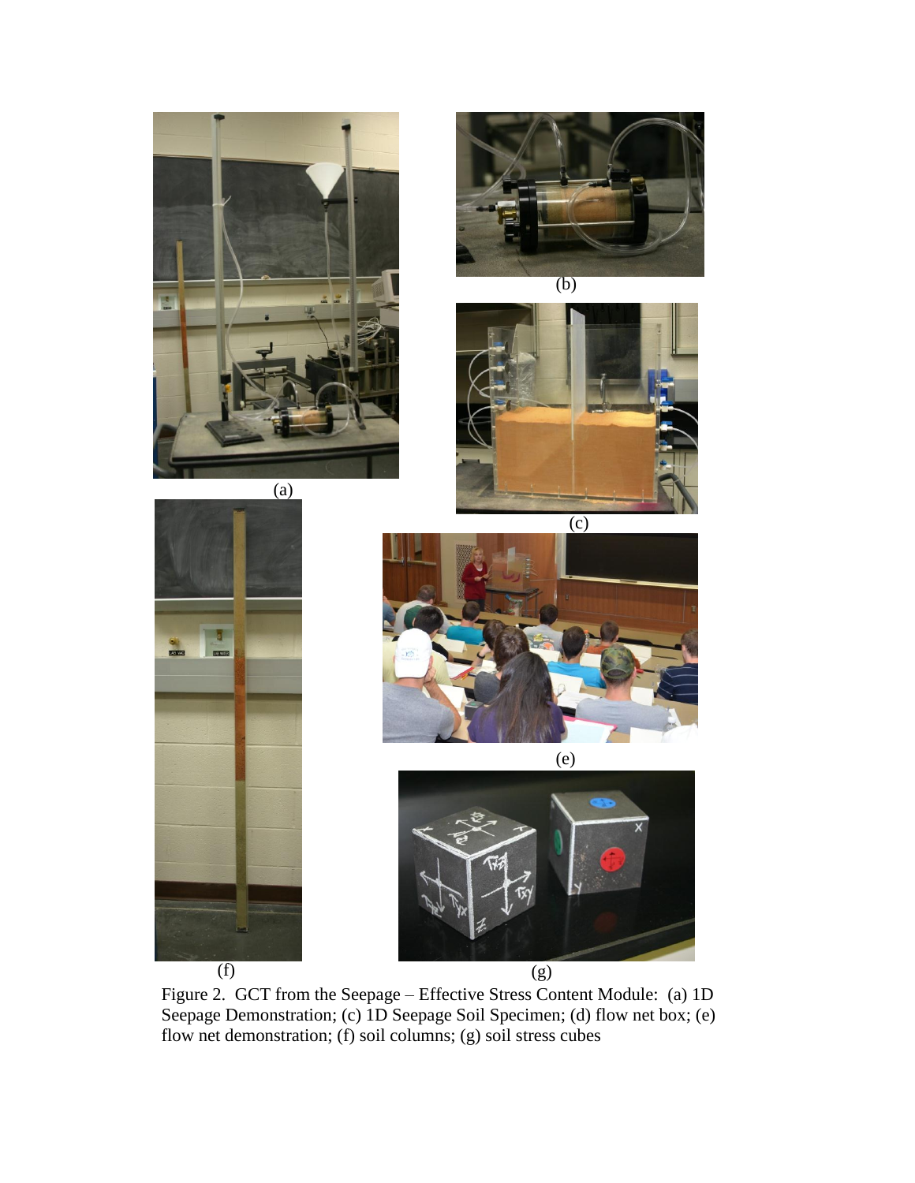(a)

(b)

(c)

(e)

(f)

(g)

Figure 2. GCT from the Seepage – Effective Stress Content Module: (a) 1D Seepage Demonstration; (c) 1D Seepage Soil Specimen; (d) flow net box; (e) flow net demonstration; (f) soil columns; (g) soil stress cubes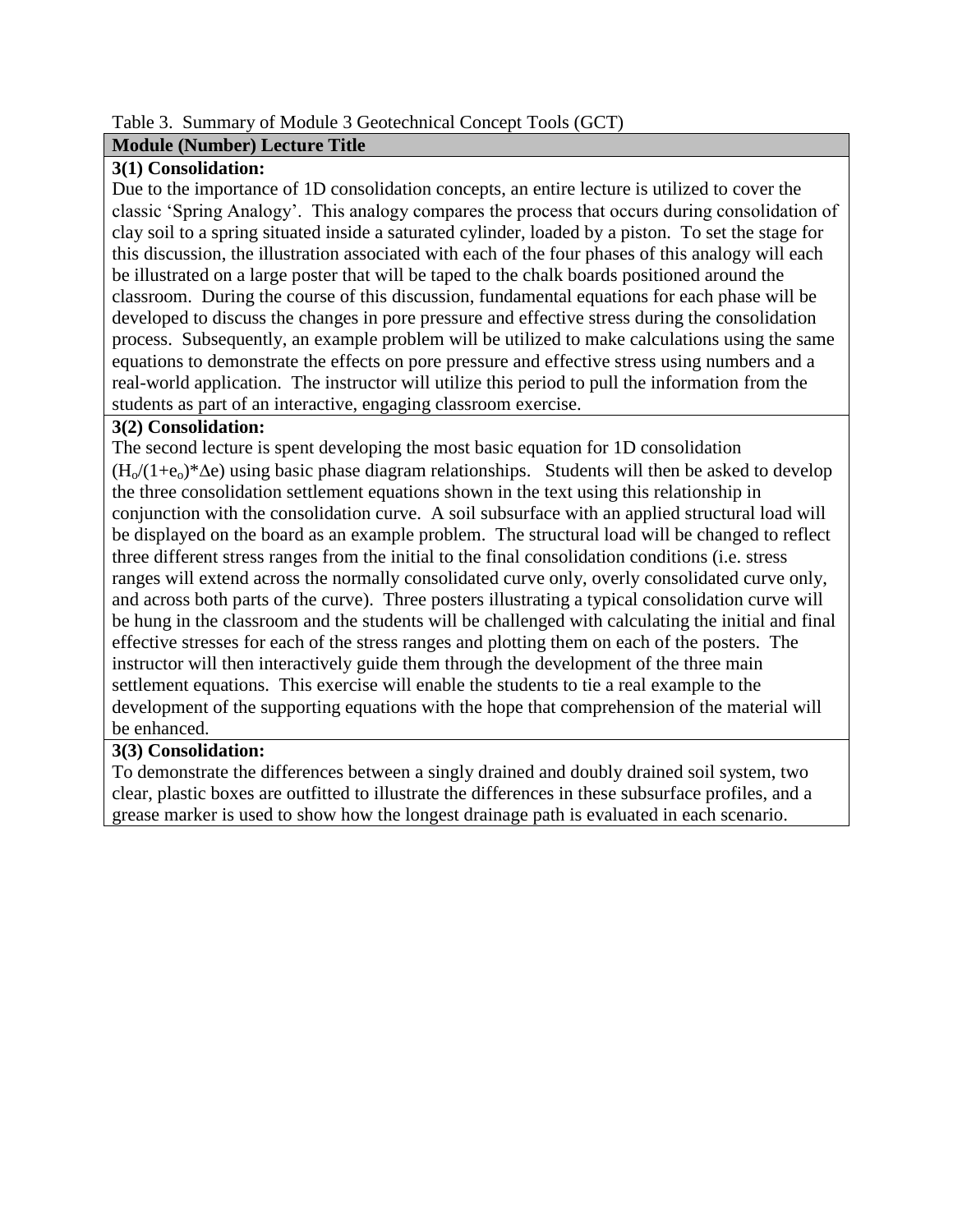Table 3. Summary of Module 3 Geotechnical Concept Tools (GCT)

| Module (Number) Lecture Title |
| --- |
| **3(1) Consolidation:**<br>Due to the importance of 1D consolidation concepts, an entire lecture is utilized to cover the classic 'Spring Analogy'. This analogy compares the process that occurs during consolidation of clay soil to a spring situated inside a saturated cylinder, loaded by a piston. To set the stage for this discussion, the illustration associated with each of the four phases of this analogy will each be illustrated on a large poster that will be taped to the chalk boards positioned around the classroom. During the course of this discussion, fundamental equations for each phase will be developed to discuss the changes in pore pressure and effective stress during the consolidation process. Subsequently, an example problem will be utilized to make calculations using the same equations to demonstrate the effects on pore pressure and effective stress using numbers and a real-world application. The instructor will utilize this period to pull the information from the students as part of an interactive, engaging classroom exercise. |
| **3(2) Consolidation:**<br>The second lecture is spent developing the most basic equation for 1D consolidation ($H_o/(1+e_o)*\Delta e$) using basic phase diagram relationships. Students will then be asked to develop the three consolidation settlement equations shown in the text using this relationship in conjunction with the consolidation curve. A soil subsurface with an applied structural load will be displayed on the board as an example problem. The structural load will be changed to reflect three different stress ranges from the initial to the final consolidation conditions (i.e. stress ranges will extend across the normally consolidated curve only, overly consolidated curve only, and across both parts of the curve). Three posters illustrating a typical consolidation curve will be hung in the classroom and the students will be challenged with calculating the initial and final effective stresses for each of the stress ranges and plotting them on each of the posters. The instructor will then interactively guide them through the development of the three main settlement equations. This exercise will enable the students to tie a real example to the development of the supporting equations with the hope that comprehension of the material will be enhanced. |
| **3(3) Consolidation:**<br>To demonstrate the differences between a singly drained and doubly drained soil system, two clear, plastic boxes are outfitted to illustrate the differences in these subsurface profiles, and a grease marker is used to show how the longest drainage path is evaluated in each scenario. |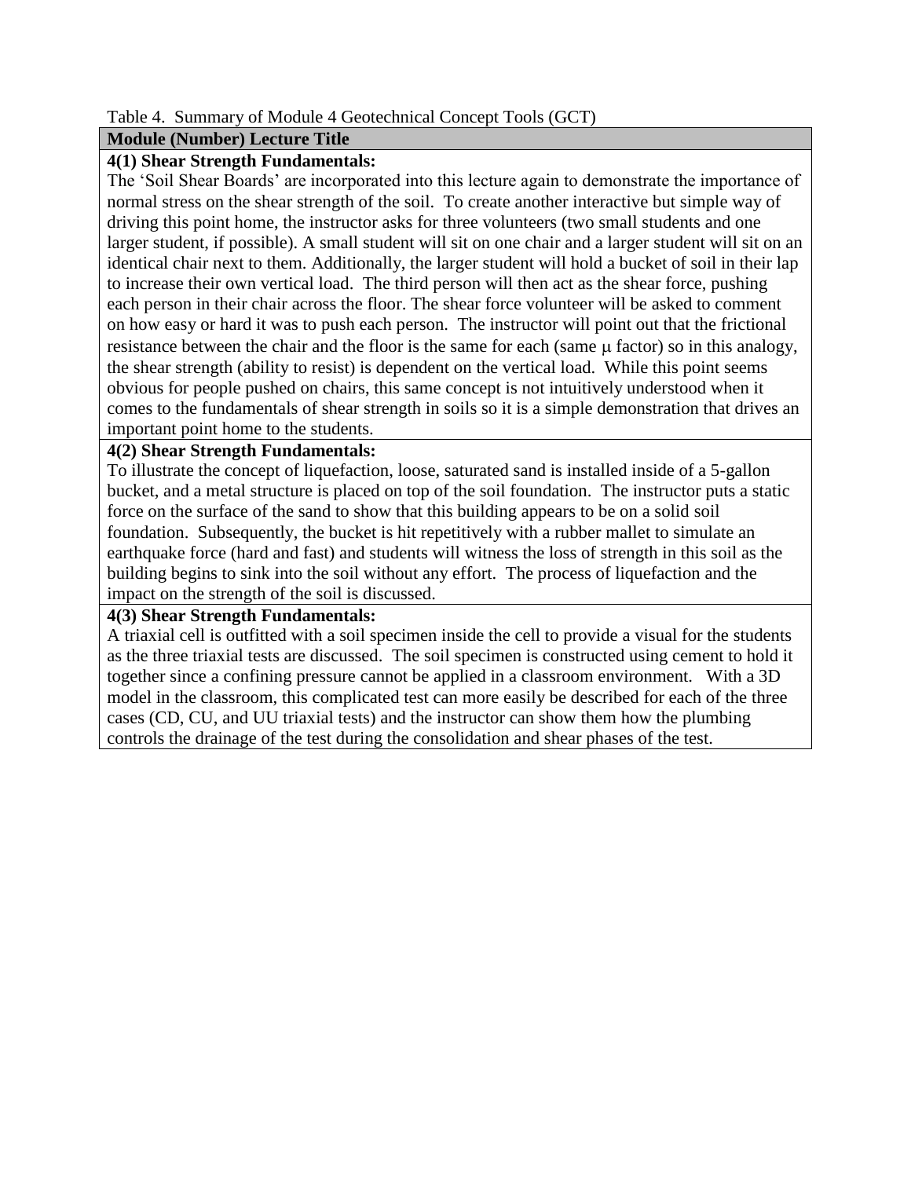Table 4. Summary of Module 4 Geotechnical Concept Tools (GCT)

| Module (Number) Lecture Title |
|---|
| **4(1) Shear Strength Fundamentals:** The 'Soil Shear Boards' are incorporated into this lecture again to demonstrate the importance of normal stress on the shear strength of the soil. To create another interactive but simple way of driving this point home, the instructor asks for three volunteers (two small students and one larger student, if possible). A small student will sit on one chair and a larger student will sit on an identical chair next to them. Additionally, the larger student will hold a bucket of soil in their lap to increase their own vertical load. The third person will then act as the shear force, pushing each person in their chair across the floor. The shear force volunteer will be asked to comment on how easy or hard it was to push each person. The instructor will point out that the frictional resistance between the chair and the floor is the same for each (same $\mu$ factor) so in this analogy, the shear strength (ability to resist) is dependent on the vertical load. While this point seems obvious for people pushed on chairs, this same concept is not intuitively understood when it comes to the fundamentals of shear strength in soils so it is a simple demonstration that drives an important point home to the students. |
| **4(2) Shear Strength Fundamentals:** To illustrate the concept of liquefaction, loose, saturated sand is installed inside of a 5-gallon bucket, and a metal structure is placed on top of the soil foundation. The instructor puts a static force on the surface of the sand to show that this building appears to be on a solid soil foundation. Subsequently, the bucket is hit repetitively with a rubber mallet to simulate an earthquake force (hard and fast) and students will witness the loss of strength in this soil as the building begins to sink into the soil without any effort. The process of liquefaction and the impact on the strength of the soil is discussed. |
| **4(3) Shear Strength Fundamentals:** A triaxial cell is outfitted with a soil specimen inside the cell to provide a visual for the students as the three triaxial tests are discussed. The soil specimen is constructed using cement to hold it together since a confining pressure cannot be applied in a classroom environment. With a 3D model in the classroom, this complicated test can more easily be described for each of the three cases (CD, CU, and UU triaxial tests) and the instructor can show them how the plumbing controls the drainage of the test during the consolidation and shear phases of the test. |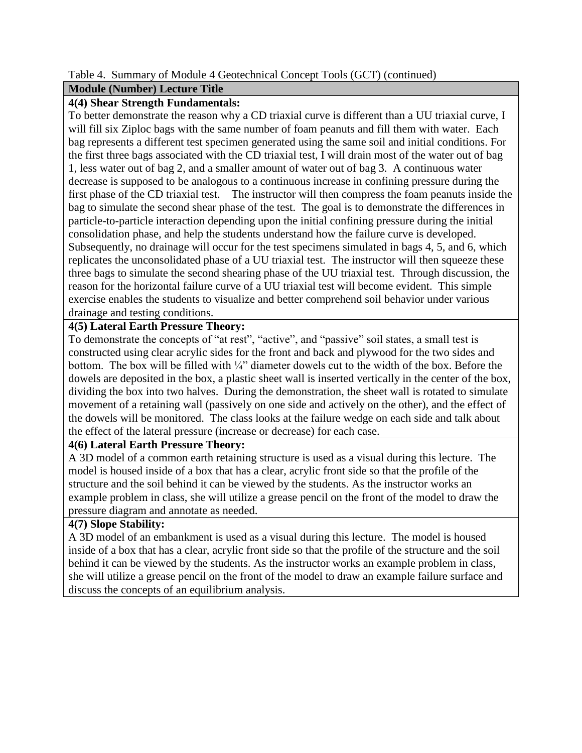Table 4. Summary of Module 4 Geotechnical Concept Tools (GCT) (continued)

| **Module (Number) Lecture Title** |
|---|
| **4(4) Shear Strength Fundamentals:** To better demonstrate the reason why a CD triaxial curve is different than a UU triaxial curve, I will fill six Ziploc bags with the same number of foam peanuts and fill them with water. Each bag represents a different test specimen generated using the same soil and initial conditions. For the first three bags associated with the CD triaxial test, I will drain most of the water out of bag 1, less water out of bag 2, and a smaller amount of water out of bag 3. A continuous water decrease is supposed to be analogous to a continuous increase in confining pressure during the first phase of the CD triaxial test. The instructor will then compress the foam peanuts inside the bag to simulate the second shear phase of the test. The goal is to demonstrate the differences in particle-to-particle interaction depending upon the initial confining pressure during the initial consolidation phase, and help the students understand how the failure curve is developed. Subsequently, no drainage will occur for the test specimens simulated in bags 4, 5, and 6, which replicates the unconsolidated phase of a UU triaxial test. The instructor will then squeeze these three bags to simulate the second shearing phase of the UU triaxial test. Through discussion, the reason for the horizontal failure curve of a UU triaxial test will become evident. This simple exercise enables the students to visualize and better comprehend soil behavior under various drainage and testing conditions. |
| **4(5) Lateral Earth Pressure Theory:** To demonstrate the concepts of "at rest", "active", and "passive" soil states, a small test is constructed using clear acrylic sides for the front and back and plywood for the two sides and bottom. The box will be filled with ¼" diameter dowels cut to the width of the box. Before the dowels are deposited in the box, a plastic sheet wall is inserted vertically in the center of the box, dividing the box into two halves. During the demonstration, the sheet wall is rotated to simulate movement of a retaining wall (passively on one side and actively on the other), and the effect of the dowels will be monitored. The class looks at the failure wedge on each side and talk about the effect of the lateral pressure (increase or decrease) for each case. |
| **4(6) Lateral Earth Pressure Theory:** A 3D model of a common earth retaining structure is used as a visual during this lecture. The model is housed inside of a box that has a clear, acrylic front side so that the profile of the structure and the soil behind it can be viewed by the students. As the instructor works an example problem in class, she will utilize a grease pencil on the front of the model to draw the pressure diagram and annotate as needed. |
| **4(7) Slope Stability:** A 3D model of an embankment is used as a visual during this lecture. The model is housed inside of a box that has a clear, acrylic front side so that the profile of the structure and the soil behind it can be viewed by the students. As the instructor works an example problem in class, she will utilize a grease pencil on the front of the model to draw an example failure surface and discuss the concepts of an equilibrium analysis. |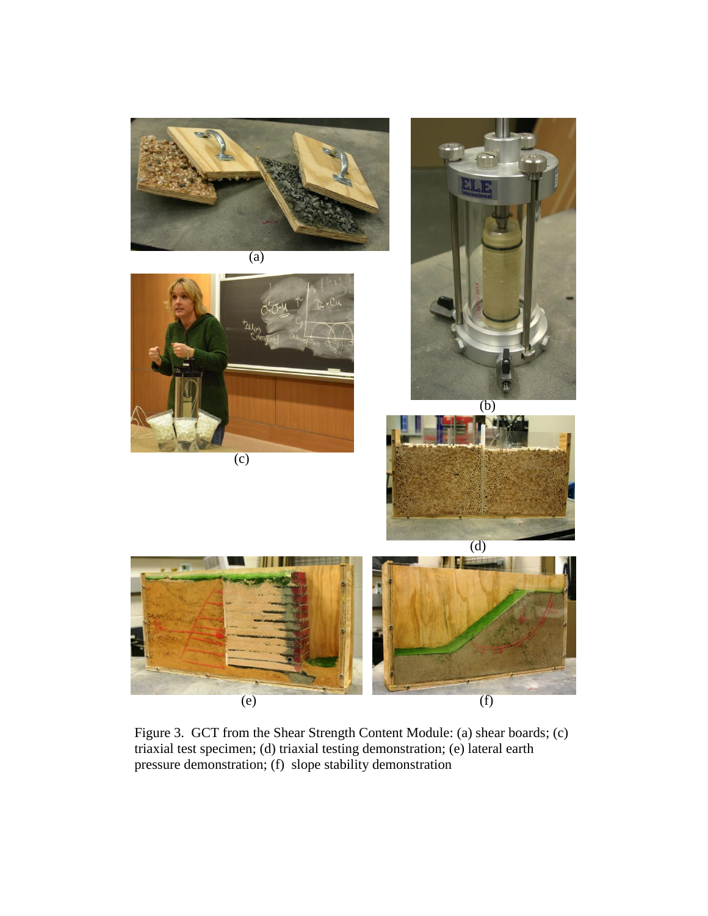(a)

(b)

(c)

(d)

(e)

(f)

Figure 3. GCT from the Shear Strength Content Module: (a) shear boards; (c) triaxial test specimen; (d) triaxial testing demonstration; (e) lateral earth pressure demonstration; (f) slope stability demonstration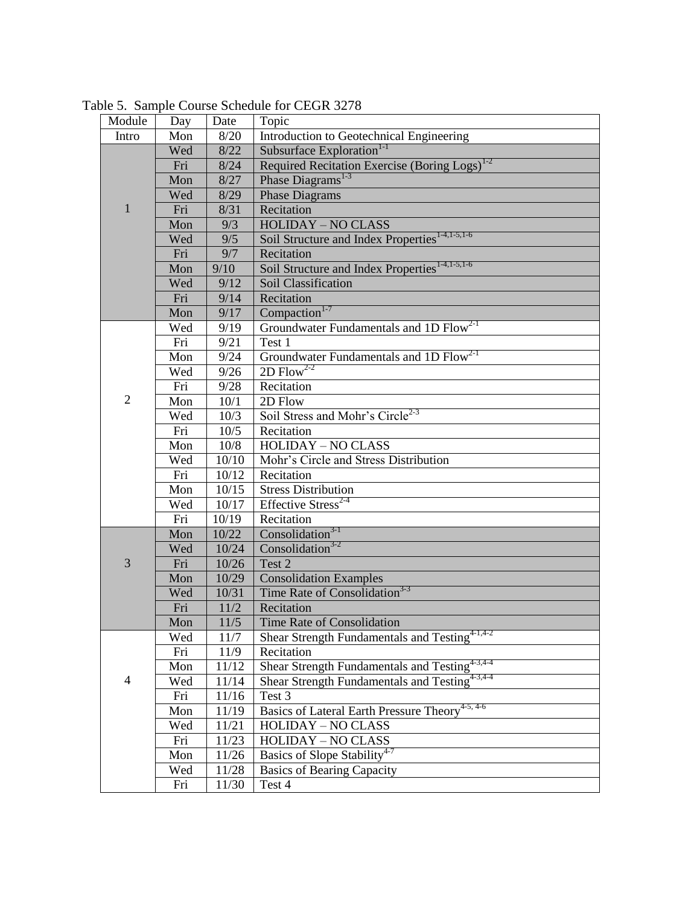Table 5. Sample Course Schedule for CEGR 3278

| Module | Day | Date | Topic |
|---|---|---|---|
| Intro | Mon | 8/20 | Introduction to Geotechnical Engineering |
| 1 | Wed | 8/22 | Subsurface Exploration[1-1] |
| | Fri | 8/24 | Required Recitation Exercise (Boring Logs)[1-2] |
| | Mon | 8/27 | Phase Diagrams[1-3] |
| | Wed | 8/29 | Phase Diagrams |
| | Fri | 8/31 | Recitation |
| | Mon | 9/3 | HOLIDAY – NO CLASS |
| | Wed | 9/5 | Soil Structure and Index Properties[1-4,1-5,1-6] |
| | Fri | 9/7 | Recitation |
| | Mon | 9/10 | Soil Structure and Index Properties[1-4,1-5,1-6] |
| | Wed | 9/12 | Soil Classification |
| | Fri | 9/14 | Recitation |
| | Mon | 9/17 | Compaction[1-7] |
| 2 | Wed | 9/19 | Groundwater Fundamentals and 1D Flow[2-1] |
| | Fri | 9/21 | Test 1 |
| | Mon | 9/24 | Groundwater Fundamentals and 1D Flow[2-1] |
| | Wed | 9/26 | 2D Flow[2-2] |
| | Fri | 9/28 | Recitation |
| | Mon | 10/1 | 2D Flow |
| | Wed | 10/3 | Soil Stress and Mohr's Circle[2-3] |
| | Fri | 10/5 | Recitation |
| | Mon | 10/8 | HOLIDAY – NO CLASS |
| | Wed | 10/10 | Mohr's Circle and Stress Distribution |
| | Fri | 10/12 | Recitation |
| | Mon | 10/15 | Stress Distribution |
| | Wed | 10/17 | Effective Stress[2-4] |
| | Fri | 10/19 | Recitation |
| 3 | Mon | 10/22 | Consolidation[3-1] |
| | Wed | 10/24 | Consolidation[3-2] |
| | Fri | 10/26 | Test 2 |
| | Mon | 10/29 | Consolidation Examples |
| | Wed | 10/31 | Time Rate of Consolidation[3-3] |
| | Fri | 11/2 | Recitation |
| | Mon | 11/5 | Time Rate of Consolidation |
| 4 | Wed | 11/7 | Shear Strength Fundamentals and Testing[4-1,4-2] |
| | Fri | 11/9 | Recitation |
| | Mon | 11/12 | Shear Strength Fundamentals and Testing[4-3,4-4] |
| | Wed | 11/14 | Shear Strength Fundamentals and Testing[4-3,4-4] |
| | Fri | 11/16 | Test 3 |
| | Mon | 11/19 | Basics of Lateral Earth Pressure Theory[4-5, 4-6] |
| | Wed | 11/21 | HOLIDAY – NO CLASS |
| | Fri | 11/23 | HOLIDAY – NO CLASS |
| | Mon | 11/26 | Basics of Slope Stability[4-7] |
| | Wed | 11/28 | Basics of Bearing Capacity |
| | Fri | 11/30 | Test 4 |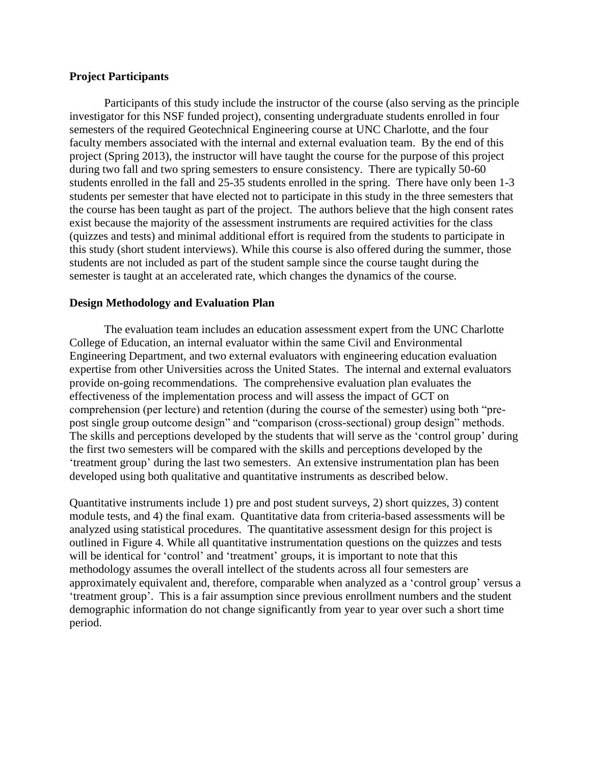### Project Participants

Participants of this study include the instructor of the course (also serving as the principle investigator for this NSF funded project), consenting undergraduate students enrolled in four semesters of the required Geotechnical Engineering course at UNC Charlotte, and the four faculty members associated with the internal and external evaluation team. By the end of this project (Spring 2013), the instructor will have taught the course for the purpose of this project during two fall and two spring semesters to ensure consistency. There are typically 50-60 students enrolled in the fall and 25-35 students enrolled in the spring. There have only been 1-3 students per semester that have elected not to participate in this study in the three semesters that the course has been taught as part of the project. The authors believe that the high consent rates exist because the majority of the assessment instruments are required activities for the class (quizzes and tests) and minimal additional effort is required from the students to participate in this study (short student interviews). While this course is also offered during the summer, those students are not included as part of the student sample since the course taught during the semester is taught at an accelerated rate, which changes the dynamics of the course.

### Design Methodology and Evaluation Plan

The evaluation team includes an education assessment expert from the UNC Charlotte College of Education, an internal evaluator within the same Civil and Environmental Engineering Department, and two external evaluators with engineering education evaluation expertise from other Universities across the United States. The internal and external evaluators provide on-going recommendations. The comprehensive evaluation plan evaluates the effectiveness of the implementation process and will assess the impact of GCT on comprehension (per lecture) and retention (during the course of the semester) using both "pre-post single group outcome design" and "comparison (cross-sectional) group design" methods. The skills and perceptions developed by the students that will serve as the 'control group' during the first two semesters will be compared with the skills and perceptions developed by the 'treatment group' during the last two semesters. An extensive instrumentation plan has been developed using both qualitative and quantitative instruments as described below.

Quantitative instruments include 1) pre and post student surveys, 2) short quizzes, 3) content module tests, and 4) the final exam. Quantitative data from criteria-based assessments will be analyzed using statistical procedures. The quantitative assessment design for this project is outlined in Figure 4. While all quantitative instrumentation questions on the quizzes and tests will be identical for 'control' and 'treatment' groups, it is important to note that this methodology assumes the overall intellect of the students across all four semesters are approximately equivalent and, therefore, comparable when analyzed as a 'control group' versus a 'treatment group'. This is a fair assumption since previous enrollment numbers and the student demographic information do not change significantly from year to year over such a short time period.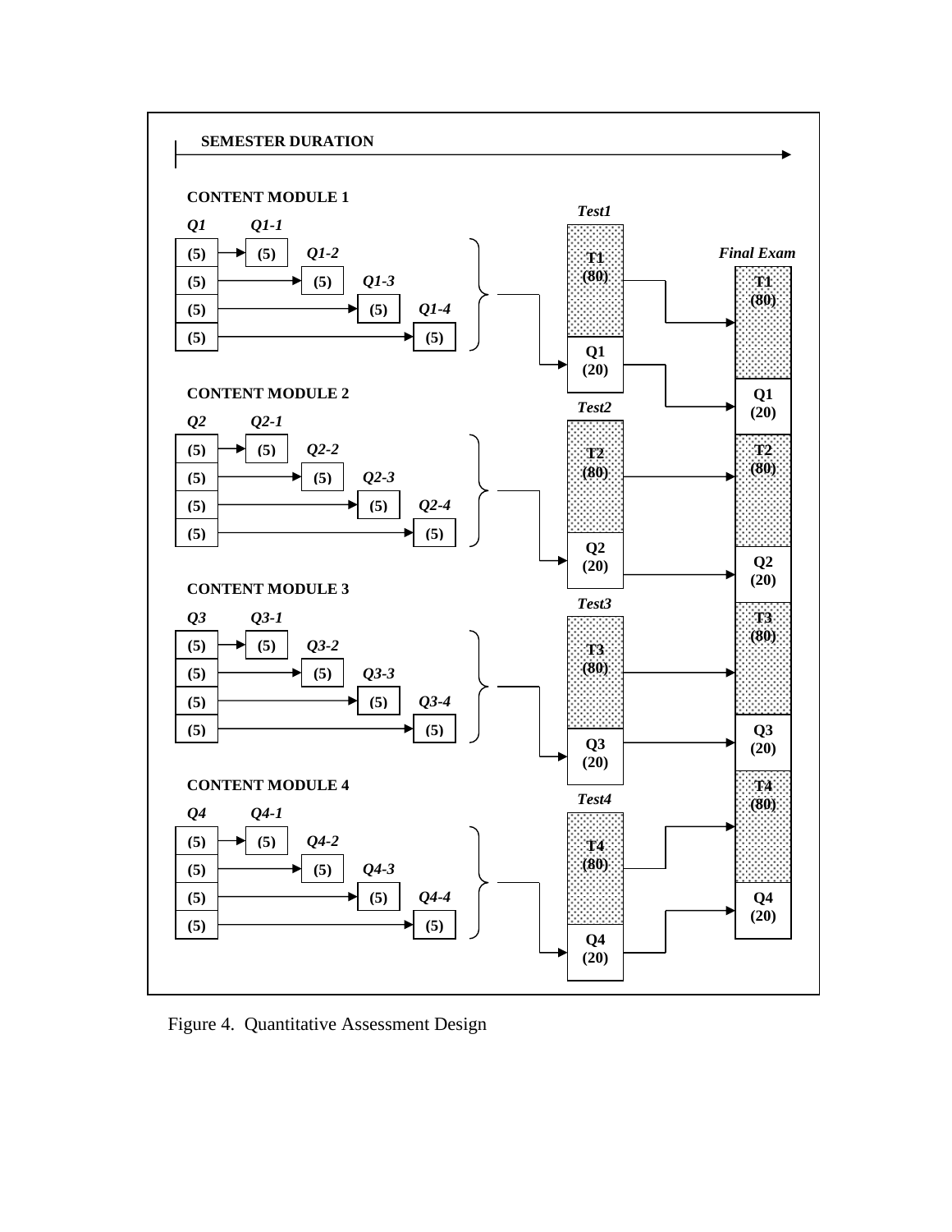**SEMESTER DURATION**

**CONTENT MODULE 1**

| *Q1* | *Q1-1* | *Q1-2* | *Q1-3* | *Q1-4* |
|---|---|---|---|---|
| (5) | (5) | | | |
| (5) | | (5) | | |
| (5) | | | (5) | |
| (5) | | | | (5) |

*Test1*: T1 (80), Q1 (20)

**CONTENT MODULE 2**

| *Q2* | *Q2-1* | *Q2-2* | *Q2-3* | *Q2-4* |
|---|---|---|---|---|
| (5) | (5) | | | |
| (5) | | (5) | | |
| (5) | | | (5) | |
| (5) | | | | (5) |

*Test2*: T2 (80), Q2 (20)

**CONTENT MODULE 3**

| *Q3* | *Q3-1* | *Q3-2* | *Q3-3* | *Q3-4* |
|---|---|---|---|---|
| (5) | (5) | | | |
| (5) | | (5) | | |
| (5) | | | (5) | |
| (5) | | | | (5) |

*Test3*: T3 (80), Q3 (20)

**CONTENT MODULE 4**

| *Q4* | *Q4-1* | *Q4-2* | *Q4-3* | *Q4-4* |
|---|---|---|---|---|
| (5) | (5) | | | |
| (5) | | (5) | | |
| (5) | | | (5) | |
| (5) | | | | (5) |

*Test4*: T4 (80), Q4 (20)

*Final Exam*: T1 (80), Q1 (20), T2 (80), Q2 (20), T3 (80), Q3 (20), T4 (80), Q4 (20)

Figure 4. Quantitative Assessment Design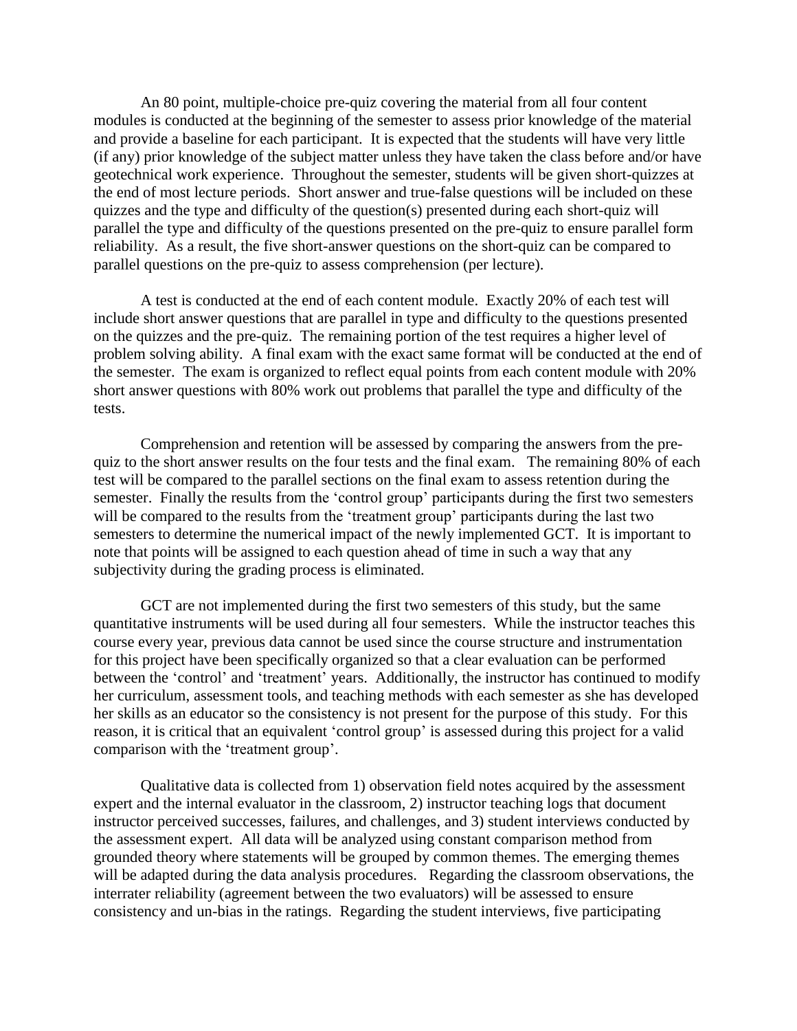An 80 point, multiple-choice pre-quiz covering the material from all four content modules is conducted at the beginning of the semester to assess prior knowledge of the material and provide a baseline for each participant. It is expected that the students will have very little (if any) prior knowledge of the subject matter unless they have taken the class before and/or have geotechnical work experience. Throughout the semester, students will be given short-quizzes at the end of most lecture periods. Short answer and true-false questions will be included on these quizzes and the type and difficulty of the question(s) presented during each short-quiz will parallel the type and difficulty of the questions presented on the pre-quiz to ensure parallel form reliability. As a result, the five short-answer questions on the short-quiz can be compared to parallel questions on the pre-quiz to assess comprehension (per lecture).

A test is conducted at the end of each content module. Exactly 20% of each test will include short answer questions that are parallel in type and difficulty to the questions presented on the quizzes and the pre-quiz. The remaining portion of the test requires a higher level of problem solving ability. A final exam with the exact same format will be conducted at the end of the semester. The exam is organized to reflect equal points from each content module with 20% short answer questions with 80% work out problems that parallel the type and difficulty of the tests.

Comprehension and retention will be assessed by comparing the answers from the pre-quiz to the short answer results on the four tests and the final exam. The remaining 80% of each test will be compared to the parallel sections on the final exam to assess retention during the semester. Finally the results from the 'control group' participants during the first two semesters will be compared to the results from the 'treatment group' participants during the last two semesters to determine the numerical impact of the newly implemented GCT. It is important to note that points will be assigned to each question ahead of time in such a way that any subjectivity during the grading process is eliminated.

GCT are not implemented during the first two semesters of this study, but the same quantitative instruments will be used during all four semesters. While the instructor teaches this course every year, previous data cannot be used since the course structure and instrumentation for this project have been specifically organized so that a clear evaluation can be performed between the 'control' and 'treatment' years. Additionally, the instructor has continued to modify her curriculum, assessment tools, and teaching methods with each semester as she has developed her skills as an educator so the consistency is not present for the purpose of this study. For this reason, it is critical that an equivalent 'control group' is assessed during this project for a valid comparison with the 'treatment group'.

Qualitative data is collected from 1) observation field notes acquired by the assessment expert and the internal evaluator in the classroom, 2) instructor teaching logs that document instructor perceived successes, failures, and challenges, and 3) student interviews conducted by the assessment expert. All data will be analyzed using constant comparison method from grounded theory where statements will be grouped by common themes. The emerging themes will be adapted during the data analysis procedures. Regarding the classroom observations, the interrater reliability (agreement between the two evaluators) will be assessed to ensure consistency and un-bias in the ratings. Regarding the student interviews, five participating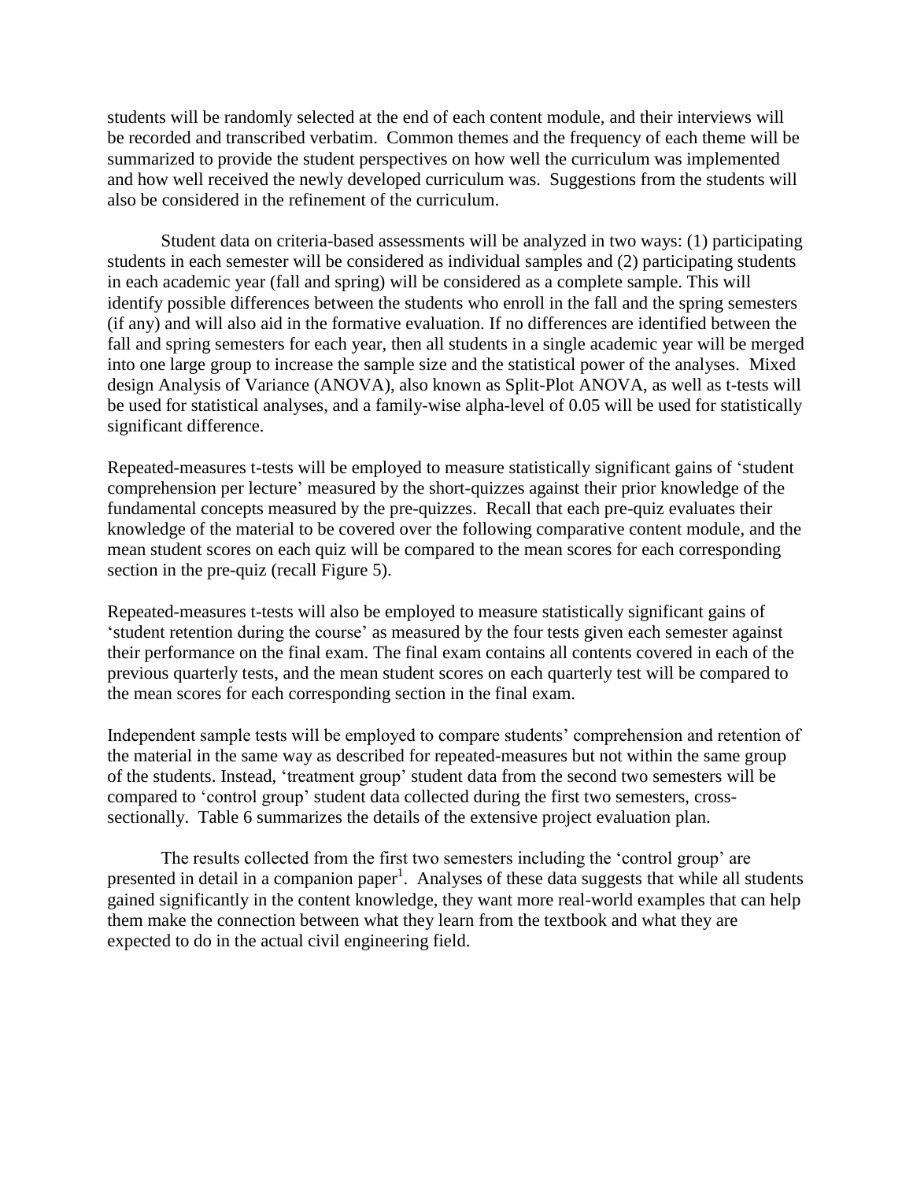students will be randomly selected at the end of each content module, and their interviews will be recorded and transcribed verbatim. Common themes and the frequency of each theme will be summarized to provide the student perspectives on how well the curriculum was implemented and how well received the newly developed curriculum was. Suggestions from the students will also be considered in the refinement of the curriculum.

Student data on criteria-based assessments will be analyzed in two ways: (1) participating students in each semester will be considered as individual samples and (2) participating students in each academic year (fall and spring) will be considered as a complete sample. This will identify possible differences between the students who enroll in the fall and the spring semesters (if any) and will also aid in the formative evaluation. If no differences are identified between the fall and spring semesters for each year, then all students in a single academic year will be merged into one large group to increase the sample size and the statistical power of the analyses. Mixed design Analysis of Variance (ANOVA), also known as Split-Plot ANOVA, as well as t-tests will be used for statistical analyses, and a family-wise alpha-level of 0.05 will be used for statistically significant difference.

Repeated-measures t-tests will be employed to measure statistically significant gains of 'student comprehension per lecture' measured by the short-quizzes against their prior knowledge of the fundamental concepts measured by the pre-quizzes. Recall that each pre-quiz evaluates their knowledge of the material to be covered over the following comparative content module, and the mean student scores on each quiz will be compared to the mean scores for each corresponding section in the pre-quiz (recall Figure 5).

Repeated-measures t-tests will also be employed to measure statistically significant gains of 'student retention during the course' as measured by the four tests given each semester against their performance on the final exam. The final exam contains all contents covered in each of the previous quarterly tests, and the mean student scores on each quarterly test will be compared to the mean scores for each corresponding section in the final exam.

Independent sample tests will be employed to compare students' comprehension and retention of the material in the same way as described for repeated-measures but not within the same group of the students. Instead, 'treatment group' student data from the second two semesters will be compared to 'control group' student data collected during the first two semesters, cross-sectionally. Table 6 summarizes the details of the extensive project evaluation plan.

The results collected from the first two semesters including the 'control group' are presented in detail in a companion paper[1]. Analyses of these data suggests that while all students gained significantly in the content knowledge, they want more real-world examples that can help them make the connection between what they learn from the textbook and what they are expected to do in the actual civil engineering field.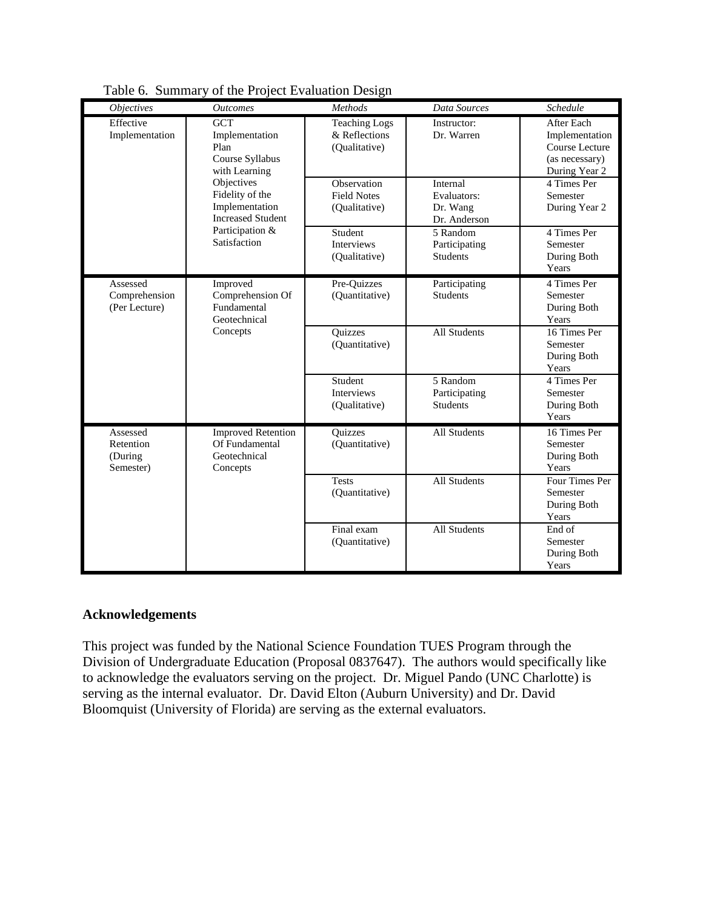Table 6. Summary of the Project Evaluation Design

| *Objectives* | *Outcomes* | *Methods* | *Data Sources* | *Schedule* |
|---|---|---|---|---|
| Effective Implementation | GCT Implementation Plan Course Syllabus with Learning Objectives Fidelity of the Implementation Increased Student Participation & Satisfaction | Teaching Logs & Reflections (Qualitative) | Instructor: Dr. Warren | After Each Implementation Course Lecture (as necessary) During Year 2 |
| | | Observation Field Notes (Qualitative) | Internal Evaluators: Dr. Wang Dr. Anderson | 4 Times Per Semester During Year 2 |
| | | Student Interviews (Qualitative) | 5 Random Participating Students | 4 Times Per Semester During Both Years |
| Assessed Comprehension (Per Lecture) | Improved Comprehension Of Fundamental Geotechnical Concepts | Pre-Quizzes (Quantitative) | Participating Students | 4 Times Per Semester During Both Years |
| | | Quizzes (Quantitative) | All Students | 16 Times Per Semester During Both Years |
| | | Student Interviews (Qualitative) | 5 Random Participating Students | 4 Times Per Semester During Both Years |
| Assessed Retention (During Semester) | Improved Retention Of Fundamental Geotechnical Concepts | Quizzes (Quantitative) | All Students | 16 Times Per Semester During Both Years |
| | | Tests (Quantitative) | All Students | Four Times Per Semester During Both Years |
| | | Final exam (Quantitative) | All Students | End of Semester During Both Years |

## Acknowledgements

This project was funded by the National Science Foundation TUES Program through the Division of Undergraduate Education (Proposal 0837647). The authors would specifically like to acknowledge the evaluators serving on the project. Dr. Miguel Pando (UNC Charlotte) is serving as the internal evaluator. Dr. David Elton (Auburn University) and Dr. David Bloomquist (University of Florida) are serving as the external evaluators.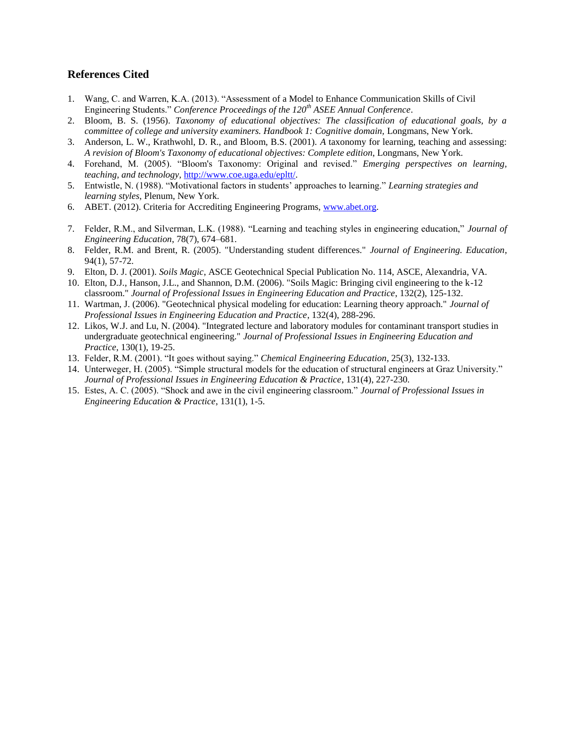## References Cited

1. Wang, C. and Warren, K.A. (2013). "Assessment of a Model to Enhance Communication Skills of Civil Engineering Students." *Conference Proceedings of the 120th ASEE Annual Conference*.
2. Bloom, B. S. (1956). *Taxonomy of educational objectives: The classification of educational goals, by a committee of college and university examiners. Handbook 1: Cognitive domain*, Longmans, New York.
3. Anderson, L. W., Krathwohl, D. R., and Bloom, B.S. (2001). *A* taxonomy for learning, teaching and assessing: *A revision of Bloom's Taxonomy of educational objectives: Complete edition*, Longmans, New York.
4. Forehand, M. (2005). "Bloom's Taxonomy: Original and revised." *Emerging perspectives on learning, teaching, and technology*, http://www.coe.uga.edu/epltt/.
5. Entwistle, N. (1988). "Motivational factors in students' approaches to learning." *Learning strategies and learning styles*, Plenum, New York.
6. ABET. (2012). Criteria for Accrediting Engineering Programs, www.abet.org.
7. Felder, R.M., and Silverman, L.K. (1988). "Learning and teaching styles in engineering education," *Journal of Engineering Education*, 78(7), 674–681.
8. Felder, R.M. and Brent, R. (2005). "Understanding student differences." *Journal of Engineering. Education*, 94(1), 57-72.
9. Elton, D. J. (2001). *Soils Magic*, ASCE Geotechnical Special Publication No. 114, ASCE, Alexandria, VA.
10. Elton, D.J., Hanson, J.L., and Shannon, D.M. (2006). "Soils Magic: Bringing civil engineering to the k-12 classroom." *Journal of Professional Issues in Engineering Education and Practice*, 132(2), 125-132.
11. Wartman, J. (2006). "Geotechnical physical modeling for education: Learning theory approach." *Journal of Professional Issues in Engineering Education and Practice*, 132(4), 288-296.
12. Likos, W.J. and Lu, N. (2004). "Integrated lecture and laboratory modules for contaminant transport studies in undergraduate geotechnical engineering." *Journal of Professional Issues in Engineering Education and Practice*, 130(1), 19-25.
13. Felder, R.M. (2001). "It goes without saying." *Chemical Engineering Education*, 25(3), 132-133.
14. Unterweger, H. (2005). "Simple structural models for the education of structural engineers at Graz University." *Journal of Professional Issues in Engineering Education & Practice*, 131(4), 227-230.
15. Estes, A. C. (2005). "Shock and awe in the civil engineering classroom." *Journal of Professional Issues in Engineering Education & Practice*, 131(1), 1-5.